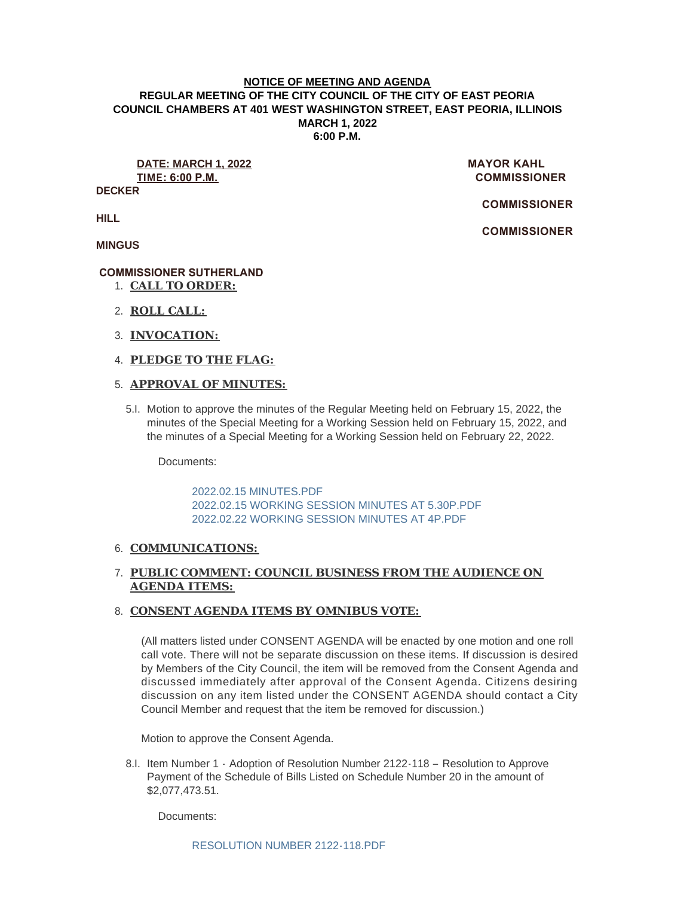**NOTICE OF MEETING AND AGENDA**

**REGULAR MEETING OF THE CITY COUNCIL OF THE CITY OF EAST PEORIA**
**COUNCIL CHAMBERS AT 401 WEST WASHINGTON STREET, EAST PEORIA, ILLINOIS**
**MARCH 1, 2022**
**6:00 P.M.**

**DATE: MARCH 1, 2022**
**TIME: 6:00 P.M.**

**MAYOR KAHL**
**COMMISSIONER DECKER**
**COMMISSIONER HILL**
**COMMISSIONER MINGUS**
**COMMISSIONER SUTHERLAND**

1. **CALL TO ORDER:**
2. **ROLL CALL:**
3. **INVOCATION:**
4. **PLEDGE TO THE FLAG:**
5. **APPROVAL OF MINUTES:**

5.I. Motion to approve the minutes of the Regular Meeting held on February 15, 2022, the minutes of the Special Meeting for a Working Session held on February 15, 2022, and the minutes of a Special Meeting for a Working Session held on February 22, 2022.

Documents:

2022.02.15 MINUTES.PDF
2022.02.15 WORKING SESSION MINUTES AT 5.30P.PDF
2022.02.22 WORKING SESSION MINUTES AT 4P.PDF

6. **COMMUNICATIONS:**
7. **PUBLIC COMMENT: COUNCIL BUSINESS FROM THE AUDIENCE ON AGENDA ITEMS:**
8. **CONSENT AGENDA ITEMS BY OMNIBUS VOTE:**

(All matters listed under CONSENT AGENDA will be enacted by one motion and one roll call vote. There will not be separate discussion on these items. If discussion is desired by Members of the City Council, the item will be removed from the Consent Agenda and discussed immediately after approval of the Consent Agenda. Citizens desiring discussion on any item listed under the CONSENT AGENDA should contact a City Council Member and request that the item be removed for discussion.)

Motion to approve the Consent Agenda.

8.I. Item Number 1 - Adoption of Resolution Number 2122-118 – Resolution to Approve Payment of the Schedule of Bills Listed on Schedule Number 20 in the amount of $2,077,473.51.

Documents:

RESOLUTION NUMBER 2122-118.PDF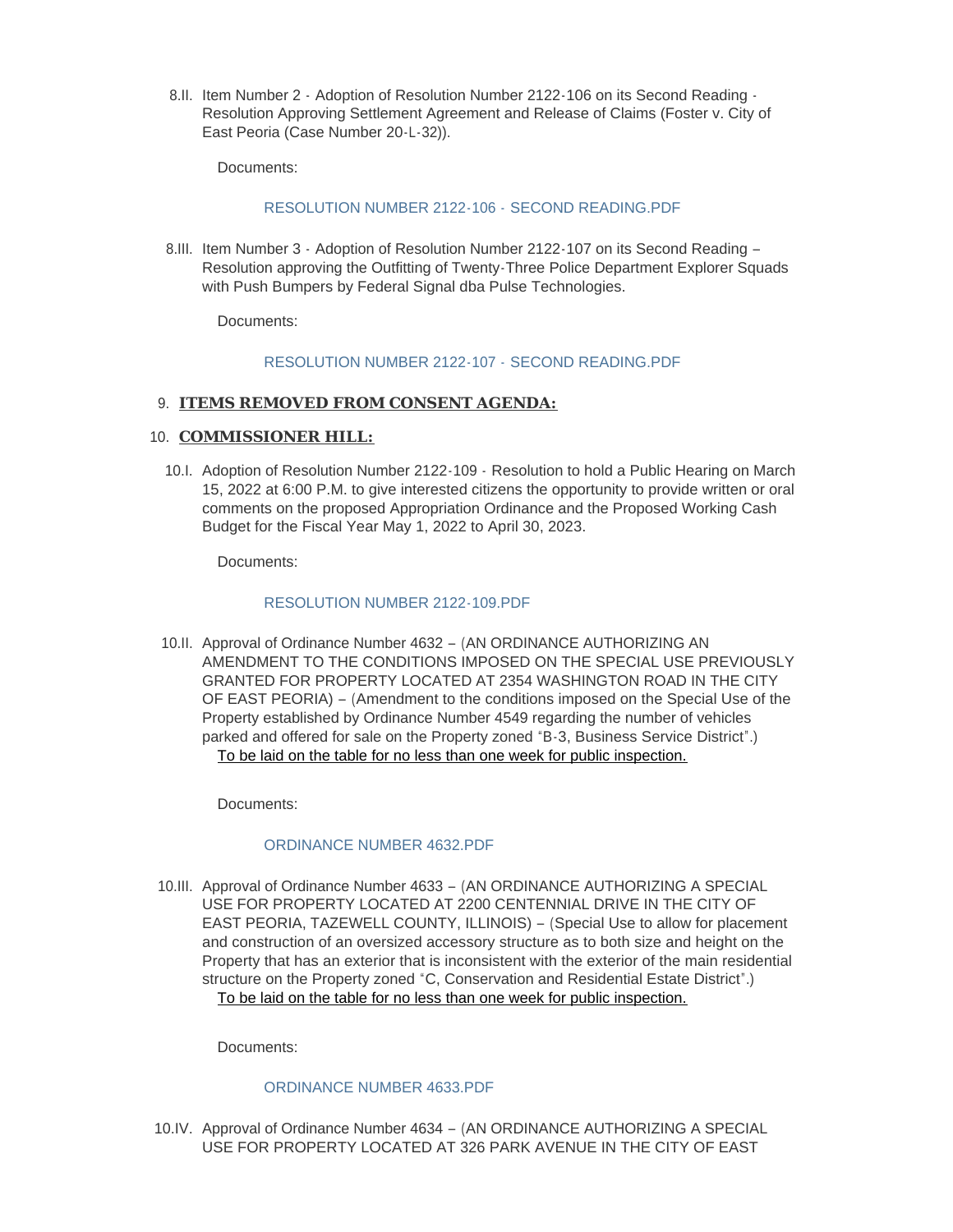8.II. Item Number 2 - Adoption of Resolution Number 2122-106 on its Second Reading - Resolution Approving Settlement Agreement and Release of Claims (Foster v. City of East Peoria (Case Number 20-L-32)).

Documents:

RESOLUTION NUMBER 2122-106 - SECOND READING.PDF

8.III. Item Number 3 - Adoption of Resolution Number 2122-107 on its Second Reading – Resolution approving the Outfitting of Twenty-Three Police Department Explorer Squads with Push Bumpers by Federal Signal dba Pulse Technologies.

Documents:

RESOLUTION NUMBER 2122-107 - SECOND READING.PDF

## 9. ITEMS REMOVED FROM CONSENT AGENDA:

## 10. COMMISSIONER HILL:

10.I. Adoption of Resolution Number 2122-109 - Resolution to hold a Public Hearing on March 15, 2022 at 6:00 P.M. to give interested citizens the opportunity to provide written or oral comments on the proposed Appropriation Ordinance and the Proposed Working Cash Budget for the Fiscal Year May 1, 2022 to April 30, 2023.

Documents:

RESOLUTION NUMBER 2122-109.PDF

10.II. Approval of Ordinance Number 4632 – (AN ORDINANCE AUTHORIZING AN AMENDMENT TO THE CONDITIONS IMPOSED ON THE SPECIAL USE PREVIOUSLY GRANTED FOR PROPERTY LOCATED AT 2354 WASHINGTON ROAD IN THE CITY OF EAST PEORIA) – (Amendment to the conditions imposed on the Special Use of the Property established by Ordinance Number 4549 regarding the number of vehicles parked and offered for sale on the Property zoned "B-3, Business Service District".)
To be laid on the table for no less than one week for public inspection.

Documents:

ORDINANCE NUMBER 4632.PDF

10.III. Approval of Ordinance Number 4633 – (AN ORDINANCE AUTHORIZING A SPECIAL USE FOR PROPERTY LOCATED AT 2200 CENTENNIAL DRIVE IN THE CITY OF EAST PEORIA, TAZEWELL COUNTY, ILLINOIS) – (Special Use to allow for placement and construction of an oversized accessory structure as to both size and height on the Property that has an exterior that is inconsistent with the exterior of the main residential structure on the Property zoned "C, Conservation and Residential Estate District".)
To be laid on the table for no less than one week for public inspection.

Documents:

ORDINANCE NUMBER 4633.PDF

10.IV. Approval of Ordinance Number 4634 – (AN ORDINANCE AUTHORIZING A SPECIAL USE FOR PROPERTY LOCATED AT 326 PARK AVENUE IN THE CITY OF EAST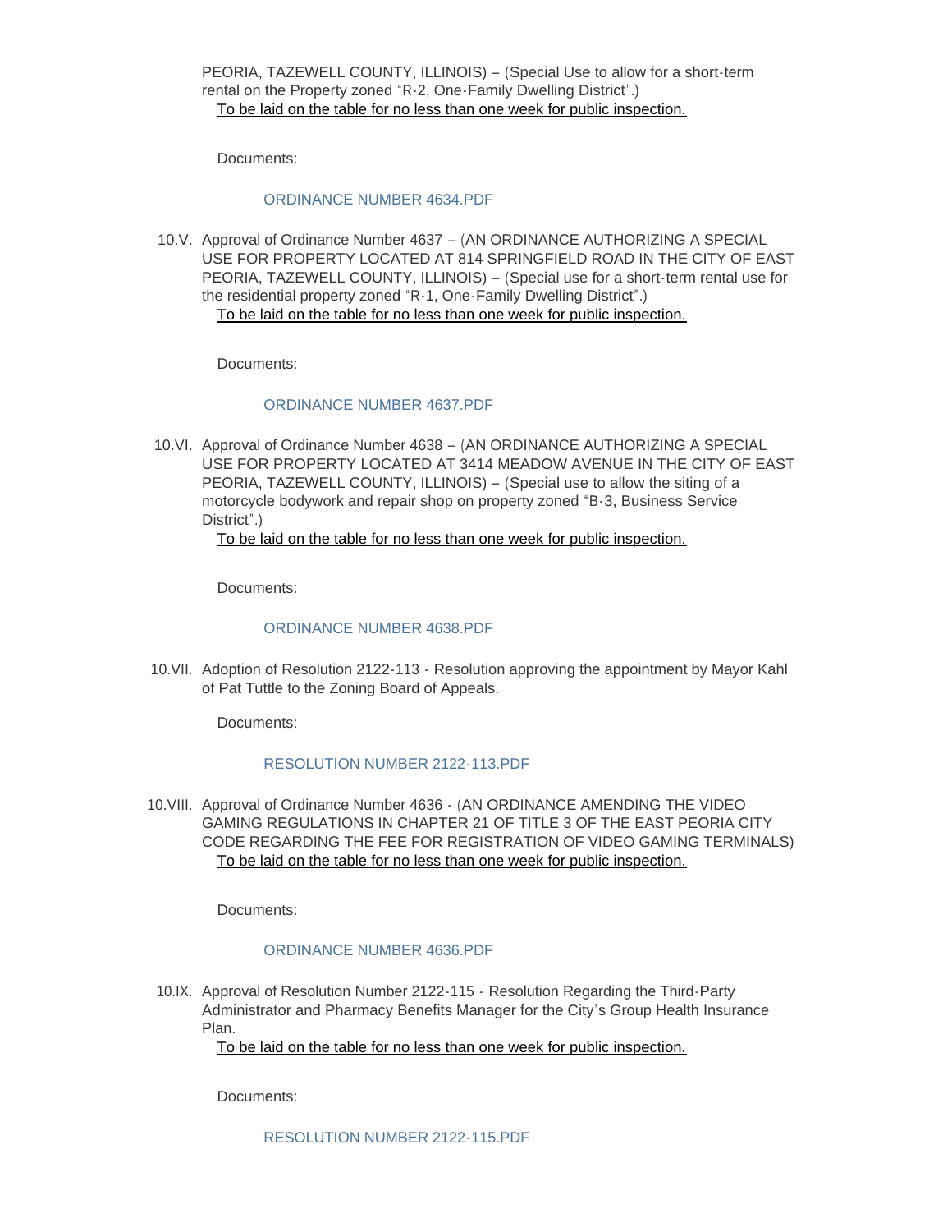PEORIA, TAZEWELL COUNTY, ILLINOIS) – (Special Use to allow for a short-term rental on the Property zoned "R-2, One-Family Dwelling District".)
To be laid on the table for no less than one week for public inspection.

Documents:

ORDINANCE NUMBER 4634.PDF

10.V. Approval of Ordinance Number 4637 – (AN ORDINANCE AUTHORIZING A SPECIAL USE FOR PROPERTY LOCATED AT 814 SPRINGFIELD ROAD IN THE CITY OF EAST PEORIA, TAZEWELL COUNTY, ILLINOIS) – (Special use for a short-term rental use for the residential property zoned "R-1, One-Family Dwelling District".)
To be laid on the table for no less than one week for public inspection.

Documents:

ORDINANCE NUMBER 4637.PDF

10.VI. Approval of Ordinance Number 4638 – (AN ORDINANCE AUTHORIZING A SPECIAL USE FOR PROPERTY LOCATED AT 3414 MEADOW AVENUE IN THE CITY OF EAST PEORIA, TAZEWELL COUNTY, ILLINOIS) – (Special use to allow the siting of a motorcycle bodywork and repair shop on property zoned "B-3, Business Service District".)
To be laid on the table for no less than one week for public inspection.

Documents:

ORDINANCE NUMBER 4638.PDF

10.VII. Adoption of Resolution 2122-113 - Resolution approving the appointment by Mayor Kahl of Pat Tuttle to the Zoning Board of Appeals.

Documents:

RESOLUTION NUMBER 2122-113.PDF

10.VIII. Approval of Ordinance Number 4636 - (AN ORDINANCE AMENDING THE VIDEO GAMING REGULATIONS IN CHAPTER 21 OF TITLE 3 OF THE EAST PEORIA CITY CODE REGARDING THE FEE FOR REGISTRATION OF VIDEO GAMING TERMINALS)
To be laid on the table for no less than one week for public inspection.

Documents:

ORDINANCE NUMBER 4636.PDF

10.IX. Approval of Resolution Number 2122-115 - Resolution Regarding the Third-Party Administrator and Pharmacy Benefits Manager for the City's Group Health Insurance Plan.
To be laid on the table for no less than one week for public inspection.

Documents:

RESOLUTION NUMBER 2122-115.PDF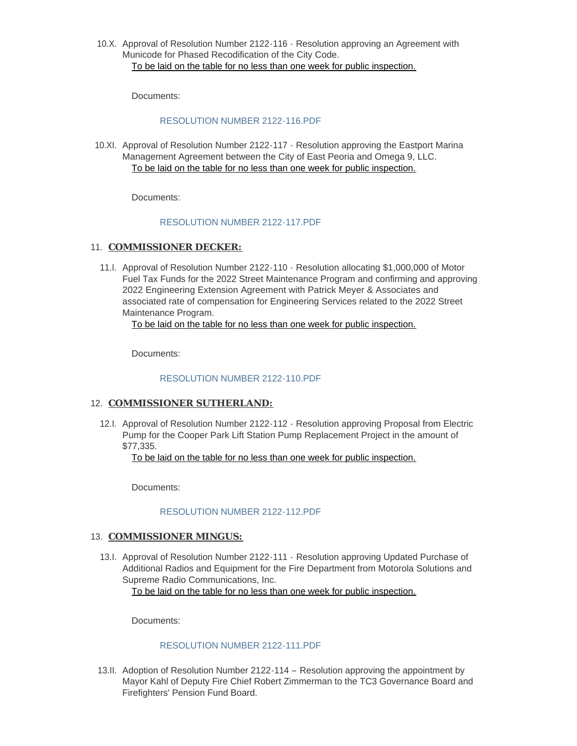10.X. Approval of Resolution Number 2122-116 - Resolution approving an Agreement with Municode for Phased Recodification of the City Code.
To be laid on the table for no less than one week for public inspection.

Documents:

RESOLUTION NUMBER 2122-116.PDF

10.XI. Approval of Resolution Number 2122-117 - Resolution approving the Eastport Marina Management Agreement between the City of East Peoria and Omega 9, LLC.
To be laid on the table for no less than one week for public inspection.

Documents:

RESOLUTION NUMBER 2122-117.PDF

## 11. COMMISSIONER DECKER:

11.I. Approval of Resolution Number 2122-110 - Resolution allocating $1,000,000 of Motor Fuel Tax Funds for the 2022 Street Maintenance Program and confirming and approving 2022 Engineering Extension Agreement with Patrick Meyer & Associates and associated rate of compensation for Engineering Services related to the 2022 Street Maintenance Program.
To be laid on the table for no less than one week for public inspection.

Documents:

RESOLUTION NUMBER 2122-110.PDF

## 12. COMMISSIONER SUTHERLAND:

12.I. Approval of Resolution Number 2122-112 - Resolution approving Proposal from Electric Pump for the Cooper Park Lift Station Pump Replacement Project in the amount of $77,335.
To be laid on the table for no less than one week for public inspection.

Documents:

RESOLUTION NUMBER 2122-112.PDF

## 13. COMMISSIONER MINGUS:

13.I. Approval of Resolution Number 2122-111 - Resolution approving Updated Purchase of Additional Radios and Equipment for the Fire Department from Motorola Solutions and Supreme Radio Communications, Inc.
To be laid on the table for no less than one week for public inspection.

Documents:

RESOLUTION NUMBER 2122-111.PDF

13.II. Adoption of Resolution Number 2122-114 – Resolution approving the appointment by Mayor Kahl of Deputy Fire Chief Robert Zimmerman to the TC3 Governance Board and Firefighters' Pension Fund Board.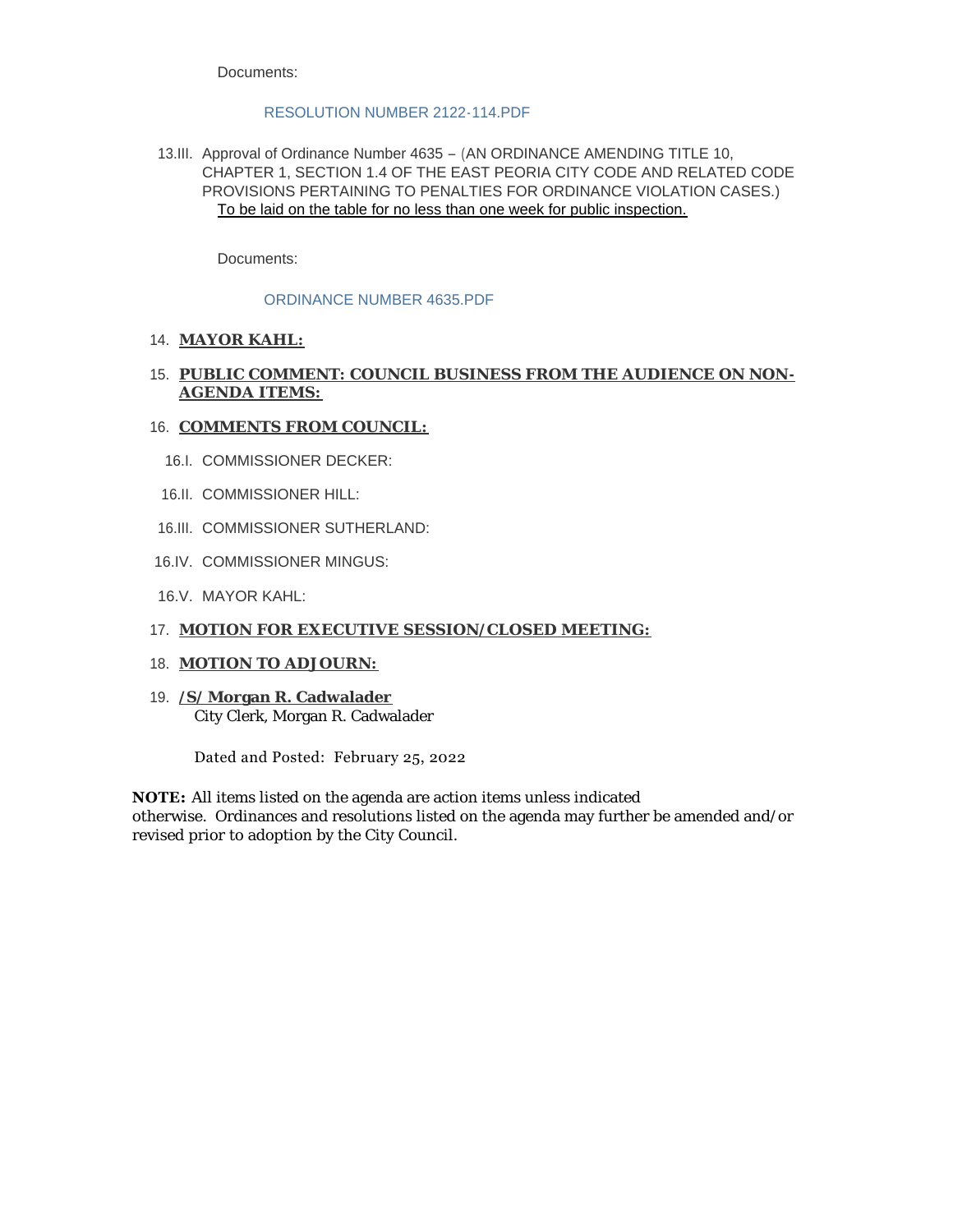Documents:

RESOLUTION NUMBER 2122-114.PDF

13.III. Approval of Ordinance Number 4635 – (AN ORDINANCE AMENDING TITLE 10, CHAPTER 1, SECTION 1.4 OF THE EAST PEORIA CITY CODE AND RELATED CODE PROVISIONS PERTAINING TO PENALTIES FOR ORDINANCE VIOLATION CASES.)
To be laid on the table for no less than one week for public inspection.

Documents:

ORDINANCE NUMBER 4635.PDF

14. **MAYOR KAHL:**

15. **PUBLIC COMMENT: COUNCIL BUSINESS FROM THE AUDIENCE ON NON-AGENDA ITEMS:**

16. **COMMENTS FROM COUNCIL:**

16.I. COMMISSIONER DECKER:

16.II. COMMISSIONER HILL:

16.III. COMMISSIONER SUTHERLAND:

16.IV. COMMISSIONER MINGUS:

16.V. MAYOR KAHL:

17. **MOTION FOR EXECUTIVE SESSION/CLOSED MEETING:**

18. **MOTION TO ADJOURN:**

19. **/S/ Morgan R. Cadwalader**
City Clerk, Morgan R. Cadwalader

Dated and Posted: February 25, 2022

**NOTE:** All items listed on the agenda are action items unless indicated otherwise. Ordinances and resolutions listed on the agenda may further be amended and/or revised prior to adoption by the City Council.